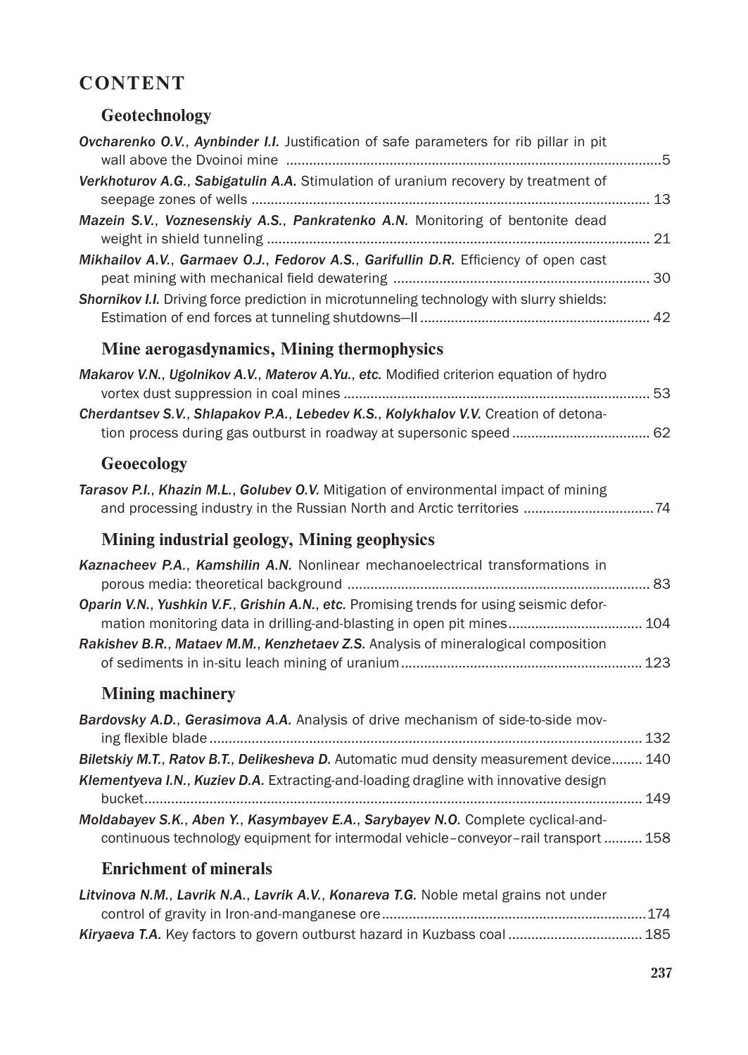# CONTENT

## Geotechnology

***Ovcharenko O.V.***, ***Aynbinder I.I.*** Justification of safe parameters for rib pillar in pit wall above the Dvoinoi mine ........ 5

***Verkhoturov A.G.***, ***Sabigatulin A.A.*** Stimulation of uranium recovery by treatment of seepage zones of wells ........ 13

***Mazein S.V.***, ***Voznesenskiy A.S.***, ***Pankratenko A.N.*** Monitoring of bentonite dead weight in shield tunneling ........ 21

***Mikhailov A.V.***, ***Garmaev O.J.***, ***Fedorov A.S.***, ***Garifullin D.R.*** Efficiency of open cast peat mining with mechanical field dewatering ........ 30

***Shornikov I.I.*** Driving force prediction in microtunneling technology with slurry shields: Estimation of end forces at tunneling shutdowns—II ........ 42

## Mine aerogasdynamics, Mining thermophysics

***Makarov V.N.***, ***Ugolnikov A.V.***, ***Materov A.Yu.***, ***etc.*** Modified criterion equation of hydro vortex dust suppression in coal mines ........ 53

***Cherdantsev S.V.***, ***Shlapakov P.A.***, ***Lebedev K.S.***, ***Kolykhalov V.V.*** Creation of detonation process during gas outburst in roadway at supersonic speed ........ 62

## Geoecology

***Tarasov P.I.***, ***Khazin M.L.***, ***Golubev O.V.*** Mitigation of environmental impact of mining and processing industry in the Russian North and Arctic territories ........ 74

## Mining industrial geology, Mining geophysics

***Kaznacheev P.A.***, ***Kamshilin A.N.*** Nonlinear mechanoelectrical transformations in porous media: theoretical background ........ 83

***Oparin V.N.***, ***Yushkin V.F.***, ***Grishin A.N.***, ***etc.*** Promising trends for using seismic deformation monitoring data in drilling-and-blasting in open pit mines ........ 104

***Rakishev B.R.***, ***Mataev M.M.***, ***Kenzhetaev Z.S.*** Analysis of mineralogical composition of sediments in in-situ leach mining of uranium ........ 123

## Mining machinery

***Bardovsky A.D.***, ***Gerasimova A.A.*** Analysis of drive mechanism of side-to-side moving flexible blade ........ 132

***Biletskiy M.T.***, ***Ratov B.T.***, ***Delikesheva D.*** Automatic mud density measurement device ........ 140

***Klementyeva I.N.***, ***Kuziev D.A.*** Extracting-and-loading dragline with innovative design bucket ........ 149

***Moldabayev S.K.***, ***Aben Y.***, ***Kasymbayev E.A.***, ***Sarybayev N.O.*** Complete cyclical-and-continuous technology equipment for intermodal vehicle–conveyor–rail transport ........ 158

## Enrichment of minerals

***Litvinova N.M.***, ***Lavrik N.A.***, ***Lavrik A.V.***, ***Konareva T.G.*** Noble metal grains not under control of gravity in Iron-and-manganese ore ........ 174

***Kiryaeva T.A.*** Key factors to govern outburst hazard in Kuzbass coal ........ 185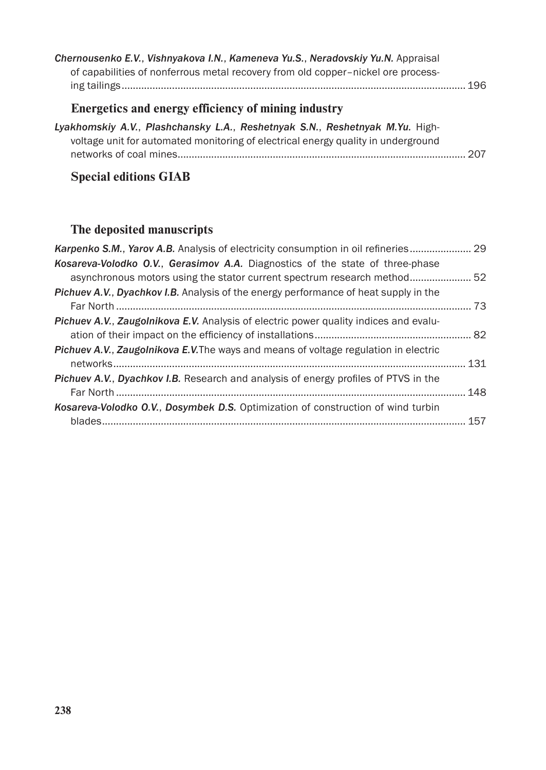*Chernousenko E.V.*, *Vishnyakova I.N.*, *Kameneva Yu.S.*, *Neradovskiy Yu.N.* Appraisal of capabilities of nonferrous metal recovery from old copper–nickel ore processing tailings........................................................................................................................ 196

## Energetics and energy efficiency of mining industry

*Lyakhomskiy A.V.*, *Plashchansky L.A.*, *Reshetnyak S.N.*, *Reshetnyak M.Yu.* High-voltage unit for automated monitoring of electrical energy quality in underground networks of coal mines........................................................................................................ 207

## Special editions GIAB

## The deposited manuscripts

*Karpenko S.M.*, *Yarov A.B.* Analysis of electricity consumption in oil refineries...................... 29

*Kosareva-Volodko O.V.*, *Gerasimov A.A.* Diagnostics of the state of three-phase asynchronous motors using the stator current spectrum research method...................... 52

*Pichuev A.V.*, *Dyachkov I.B.* Analysis of the energy performance of heat supply in the Far North ................................................................................................................................ 73

*Pichuev A.V.*, *Zaugolnikova E.V.* Analysis of electric power quality indices and evaluation of their impact on the efficiency of installations........................................................ 82

*Pichuev A.V.*, *Zaugolnikova E.V.*The ways and means of voltage regulation in electric networks.............................................................................................................................. 131

*Pichuev A.V.*, *Dyachkov I.B.* Research and analysis of energy profiles of PTVS in the Far North .............................................................................................................................. 148

*Kosareva-Volodko O.V.*, *Dosymbek D.S.* Optimization of construction of wind turbin blades.................................................................................................................................. 157